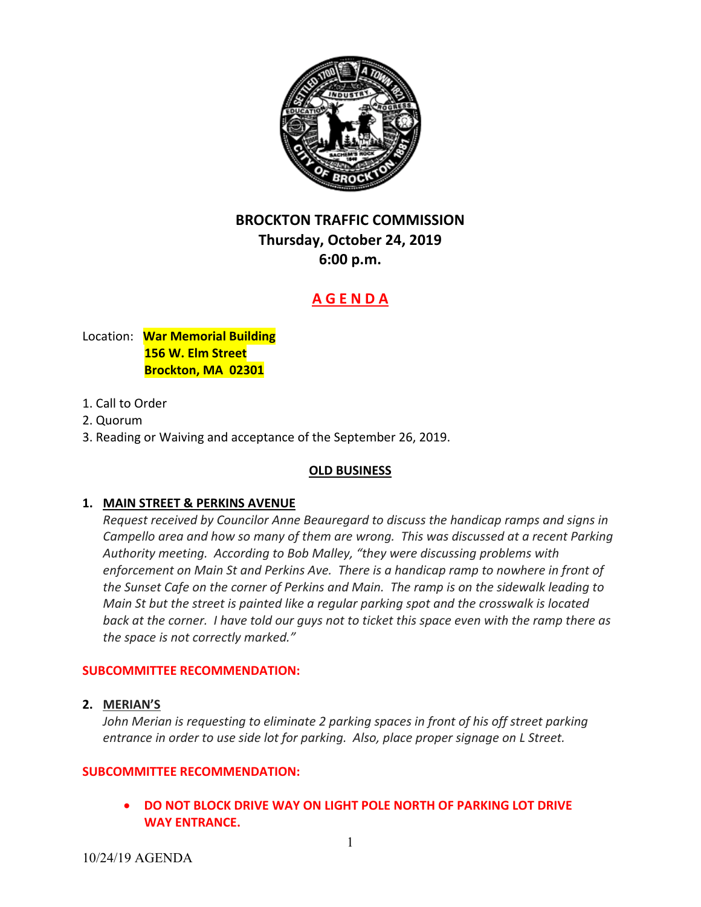# BROCKTON TRAFFIC COMMISSION
## Thursday, October 24, 2019
## 6:00 p.m.

## A G E N D A

Location: **War Memorial Building**
**156 W. Elm Street**
**Brockton, MA 02301**

1. Call to Order
2. Quorum
3. Reading or Waiving and acceptance of the September 26, 2019.

### OLD BUSINESS

**1. MAIN STREET & PERKINS AVENUE**

*Request received by Councilor Anne Beauregard to discuss the handicap ramps and signs in Campello area and how so many of them are wrong. This was discussed at a recent Parking Authority meeting. According to Bob Malley, "they were discussing problems with enforcement on Main St and Perkins Ave. There is a handicap ramp to nowhere in front of the Sunset Cafe on the corner of Perkins and Main. The ramp is on the sidewalk leading to Main St but the street is painted like a regular parking spot and the crosswalk is located back at the corner. I have told our guys not to ticket this space even with the ramp there as the space is not correctly marked."*

**SUBCOMMITTEE RECOMMENDATION:**

**2. MERIAN'S**

*John Merian is requesting to eliminate 2 parking spaces in front of his off street parking entrance in order to use side lot for parking. Also, place proper signage on L Street.*

**SUBCOMMITTEE RECOMMENDATION:**

- **DO NOT BLOCK DRIVE WAY ON LIGHT POLE NORTH OF PARKING LOT DRIVE WAY ENTRANCE.**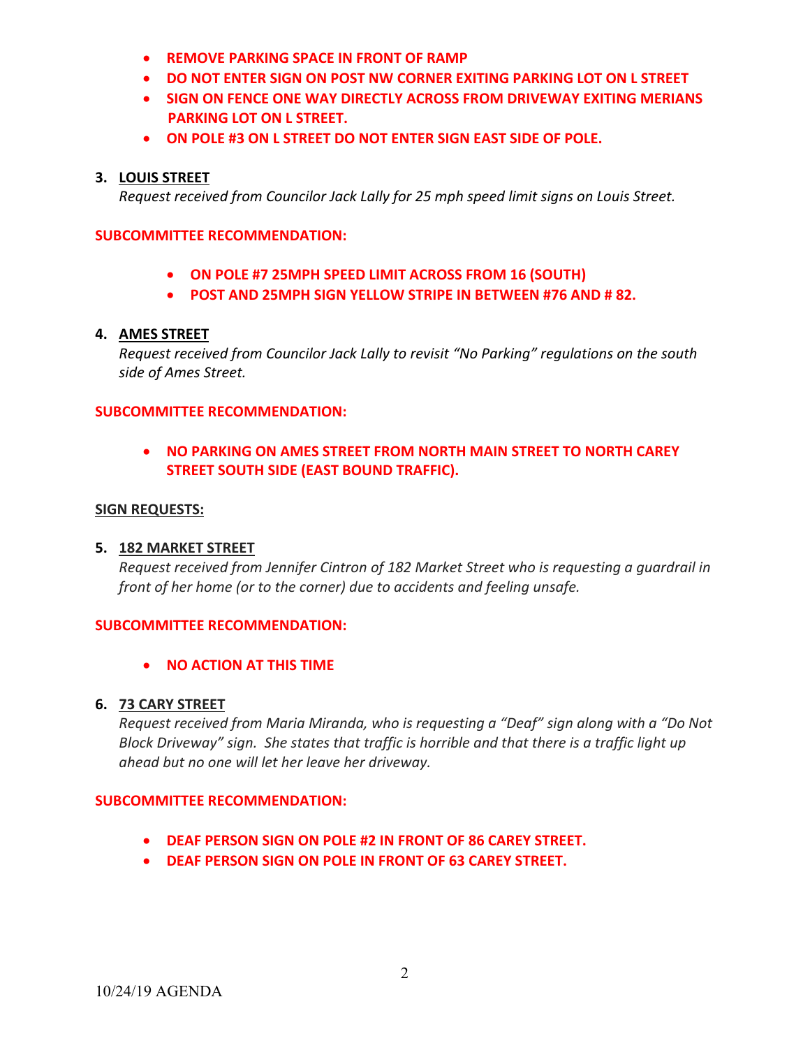- **REMOVE PARKING SPACE IN FRONT OF RAMP**
- **DO NOT ENTER SIGN ON POST NW CORNER EXITING PARKING LOT ON L STREET**
- **SIGN ON FENCE ONE WAY DIRECTLY ACROSS FROM DRIVEWAY EXITING MERIANS PARKING LOT ON L STREET.**
- **ON POLE #3 ON L STREET DO NOT ENTER SIGN EAST SIDE OF POLE.**

3. **LOUIS STREET**

   *Request received from Councilor Jack Lally for 25 mph speed limit signs on Louis Street.*

**SUBCOMMITTEE RECOMMENDATION:**

- **ON POLE #7 25MPH SPEED LIMIT ACROSS FROM 16 (SOUTH)**
- **POST AND 25MPH SIGN YELLOW STRIPE IN BETWEEN #76 AND # 82.**

4. **AMES STREET**

   *Request received from Councilor Jack Lally to revisit "No Parking" regulations on the south side of Ames Street.*

**SUBCOMMITTEE RECOMMENDATION:**

- **NO PARKING ON AMES STREET FROM NORTH MAIN STREET TO NORTH CAREY STREET SOUTH SIDE (EAST BOUND TRAFFIC).**

**SIGN REQUESTS:**

5. **182 MARKET STREET**

   *Request received from Jennifer Cintron of 182 Market Street who is requesting a guardrail in front of her home (or to the corner) due to accidents and feeling unsafe.*

**SUBCOMMITTEE RECOMMENDATION:**

- **NO ACTION AT THIS TIME**

6. **73 CARY STREET**

   *Request received from Maria Miranda, who is requesting a "Deaf" sign along with a "Do Not Block Driveway" sign. She states that traffic is horrible and that there is a traffic light up ahead but no one will let her leave her driveway.*

**SUBCOMMITTEE RECOMMENDATION:**

- **DEAF PERSON SIGN ON POLE #2 IN FRONT OF 86 CAREY STREET.**
- **DEAF PERSON SIGN ON POLE IN FRONT OF 63 CAREY STREET.**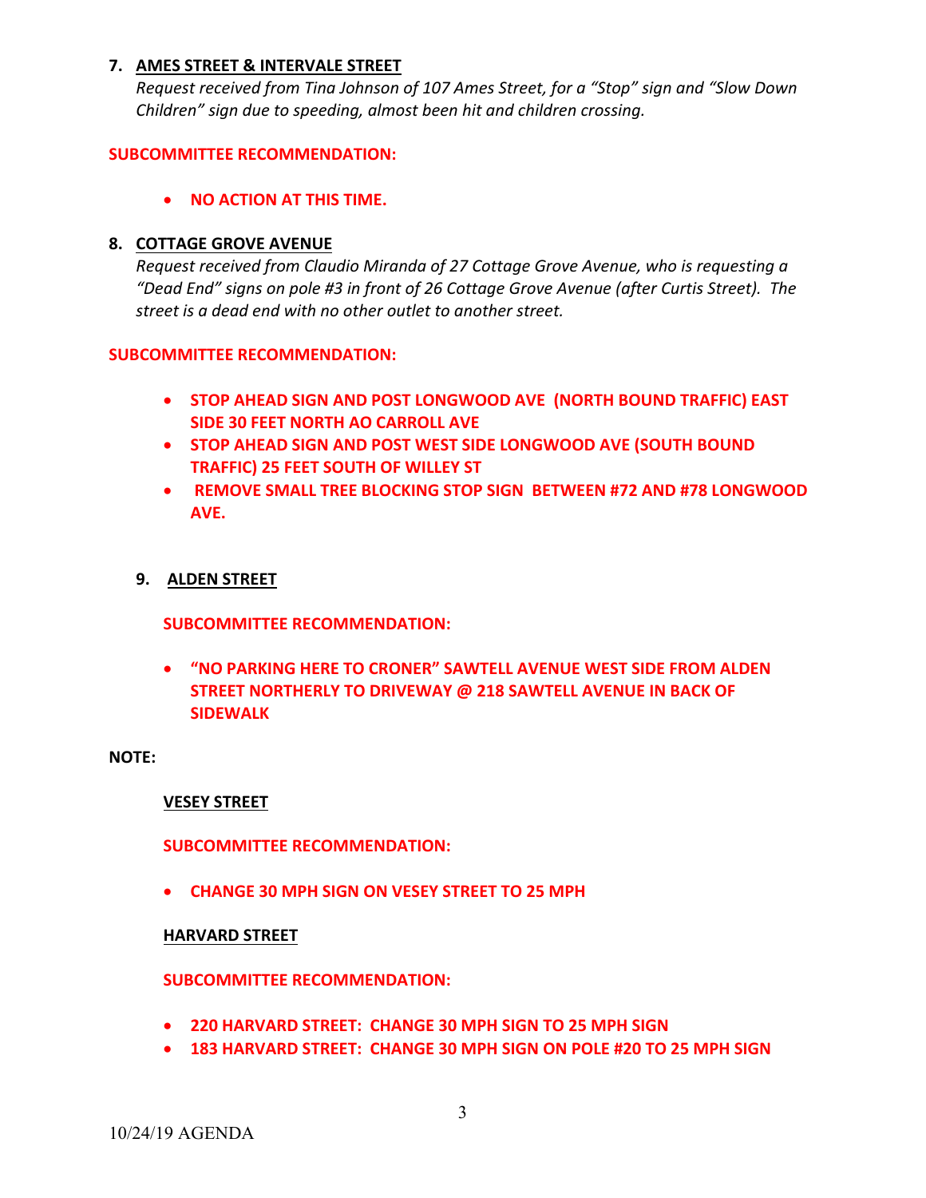7. **AMES STREET & INTERVALE STREET**

   *Request received from Tina Johnson of 107 Ames Street, for a "Stop" sign and "Slow Down Children" sign due to speeding, almost been hit and children crossing.*

**SUBCOMMITTEE RECOMMENDATION:**

- **NO ACTION AT THIS TIME.**

8. **COTTAGE GROVE AVENUE**

   *Request received from Claudio Miranda of 27 Cottage Grove Avenue, who is requesting a "Dead End" signs on pole #3 in front of 26 Cottage Grove Avenue (after Curtis Street). The street is a dead end with no other outlet to another street.*

**SUBCOMMITTEE RECOMMENDATION:**

- **STOP AHEAD SIGN AND POST LONGWOOD AVE (NORTH BOUND TRAFFIC) EAST SIDE 30 FEET NORTH AO CARROLL AVE**
- **STOP AHEAD SIGN AND POST WEST SIDE LONGWOOD AVE (SOUTH BOUND TRAFFIC) 25 FEET SOUTH OF WILLEY ST**
- **REMOVE SMALL TREE BLOCKING STOP SIGN BETWEEN #72 AND #78 LONGWOOD AVE.**

9. **ALDEN STREET**

**SUBCOMMITTEE RECOMMENDATION:**

- **"NO PARKING HERE TO CRONER" SAWTELL AVENUE WEST SIDE FROM ALDEN STREET NORTHERLY TO DRIVEWAY @ 218 SAWTELL AVENUE IN BACK OF SIDEWALK**

**NOTE:**

**VESEY STREET**

**SUBCOMMITTEE RECOMMENDATION:**

- **CHANGE 30 MPH SIGN ON VESEY STREET TO 25 MPH**

**HARVARD STREET**

**SUBCOMMITTEE RECOMMENDATION:**

- **220 HARVARD STREET: CHANGE 30 MPH SIGN TO 25 MPH SIGN**
- **183 HARVARD STREET: CHANGE 30 MPH SIGN ON POLE #20 TO 25 MPH SIGN**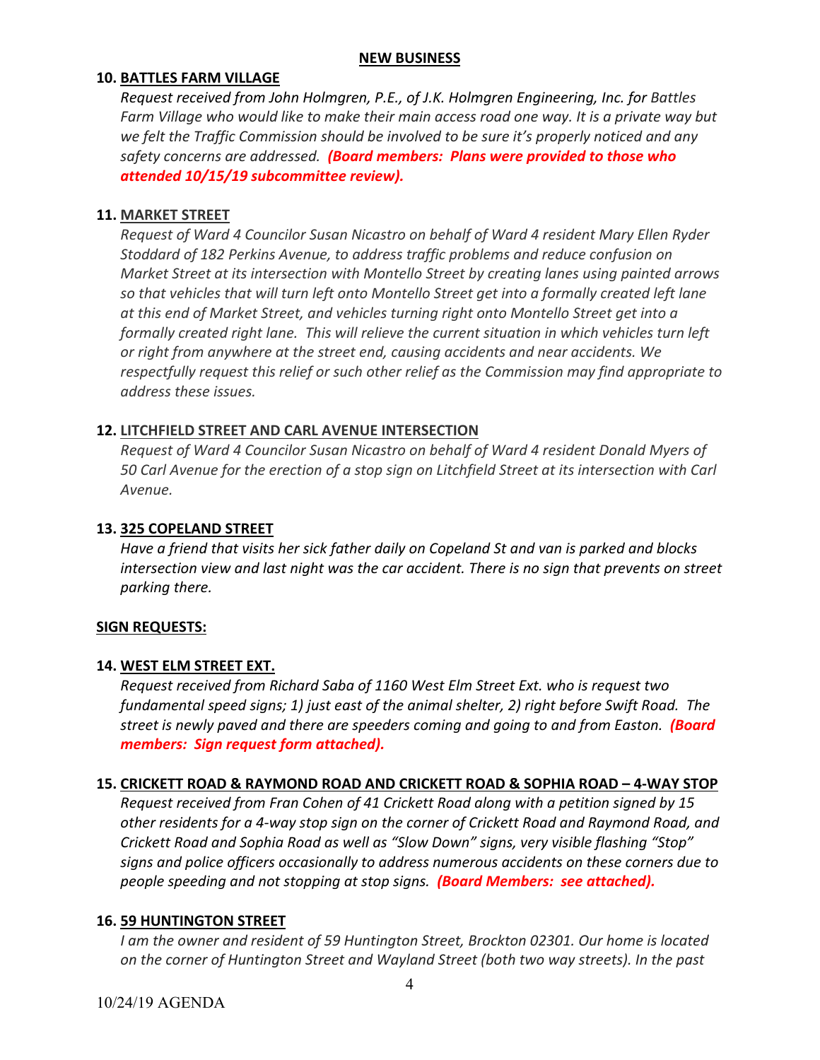## NEW BUSINESS

**10. BATTLES FARM VILLAGE**

*Request received from John Holmgren, P.E., of J.K. Holmgren Engineering, Inc. for Battles Farm Village who would like to make their main access road one way. It is a private way but we felt the Traffic Commission should be involved to be sure it's properly noticed and any safety concerns are addressed.* ***(Board members: Plans were provided to those who attended 10/15/19 subcommittee review).***

**11. MARKET STREET**

*Request of Ward 4 Councilor Susan Nicastro on behalf of Ward 4 resident Mary Ellen Ryder Stoddard of 182 Perkins Avenue, to address traffic problems and reduce confusion on Market Street at its intersection with Montello Street by creating lanes using painted arrows so that vehicles that will turn left onto Montello Street get into a formally created left lane at this end of Market Street, and vehicles turning right onto Montello Street get into a formally created right lane. This will relieve the current situation in which vehicles turn left or right from anywhere at the street end, causing accidents and near accidents. We respectfully request this relief or such other relief as the Commission may find appropriate to address these issues.*

**12. LITCHFIELD STREET AND CARL AVENUE INTERSECTION**

*Request of Ward 4 Councilor Susan Nicastro on behalf of Ward 4 resident Donald Myers of 50 Carl Avenue for the erection of a stop sign on Litchfield Street at its intersection with Carl Avenue.*

**13. 325 COPELAND STREET**

*Have a friend that visits her sick father daily on Copeland St and van is parked and blocks intersection view and last night was the car accident. There is no sign that prevents on street parking there.*

**SIGN REQUESTS:**

**14. WEST ELM STREET EXT.**

*Request received from Richard Saba of 1160 West Elm Street Ext. who is request two fundamental speed signs; 1) just east of the animal shelter, 2) right before Swift Road. The street is newly paved and there are speeders coming and going to and from Easton.* ***(Board members: Sign request form attached).***

**15. CRICKETT ROAD & RAYMOND ROAD AND CRICKETT ROAD & SOPHIA ROAD – 4-WAY STOP**

*Request received from Fran Cohen of 41 Crickett Road along with a petition signed by 15 other residents for a 4-way stop sign on the corner of Crickett Road and Raymond Road, and Crickett Road and Sophia Road as well as "Slow Down" signs, very visible flashing "Stop" signs and police officers occasionally to address numerous accidents on these corners due to people speeding and not stopping at stop signs.* ***(Board Members: see attached).***

**16. 59 HUNTINGTON STREET**

*I am the owner and resident of 59 Huntington Street, Brockton 02301. Our home is located on the corner of Huntington Street and Wayland Street (both two way streets). In the past*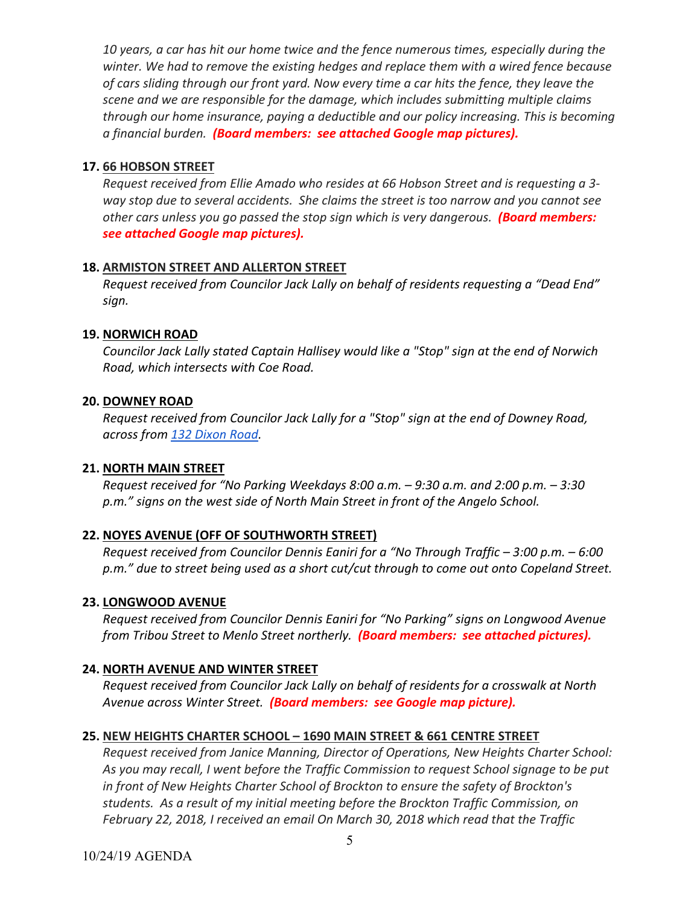*10 years, a car has hit our home twice and the fence numerous times, especially during the winter. We had to remove the existing hedges and replace them with a wired fence because of cars sliding through our front yard. Now every time a car hits the fence, they leave the scene and we are responsible for the damage, which includes submitting multiple claims through our home insurance, paying a deductible and our policy increasing. This is becoming a financial burden.* ***(Board members: see attached Google map pictures).***

**17. <u>66 HOBSON STREET</u>**

*Request received from Ellie Amado who resides at 66 Hobson Street and is requesting a 3-way stop due to several accidents. She claims the street is too narrow and you cannot see other cars unless you go passed the stop sign which is very dangerous.* ***(Board members: see attached Google map pictures).***

**18. <u>ARMISTON STREET AND ALLERTON STREET</u>**

*Request received from Councilor Jack Lally on behalf of residents requesting a "Dead End" sign.*

**19. <u>NORWICH ROAD</u>**

*Councilor Jack Lally stated Captain Hallisey would like a "Stop" sign at the end of Norwich Road, which intersects with Coe Road.*

**20. <u>DOWNEY ROAD</u>**

*Request received from Councilor Jack Lally for a "Stop" sign at the end of Downey Road, across from 132 Dixon Road.*

**21. <u>NORTH MAIN STREET</u>**

*Request received for "No Parking Weekdays 8:00 a.m. – 9:30 a.m. and 2:00 p.m. – 3:30 p.m." signs on the west side of North Main Street in front of the Angelo School.*

**22. <u>NOYES AVENUE (OFF OF SOUTHWORTH STREET)</u>**

*Request received from Councilor Dennis Eaniri for a "No Through Traffic – 3:00 p.m. – 6:00 p.m." due to street being used as a short cut/cut through to come out onto Copeland Street.*

**23. <u>LONGWOOD AVENUE</u>**

*Request received from Councilor Dennis Eaniri for "No Parking" signs on Longwood Avenue from Tribou Street to Menlo Street northerly.* ***(Board members: see attached pictures).***

**24. <u>NORTH AVENUE AND WINTER STREET</u>**

*Request received from Councilor Jack Lally on behalf of residents for a crosswalk at North Avenue across Winter Street.* ***(Board members: see Google map picture).***

**25. <u>NEW HEIGHTS CHARTER SCHOOL – 1690 MAIN STREET & 661 CENTRE STREET</u>**

*Request received from Janice Manning, Director of Operations, New Heights Charter School: As you may recall, I went before the Traffic Commission to request School signage to be put in front of New Heights Charter School of Brockton to ensure the safety of Brockton's students. As a result of my initial meeting before the Brockton Traffic Commission, on February 22, 2018, I received an email On March 30, 2018 which read that the Traffic*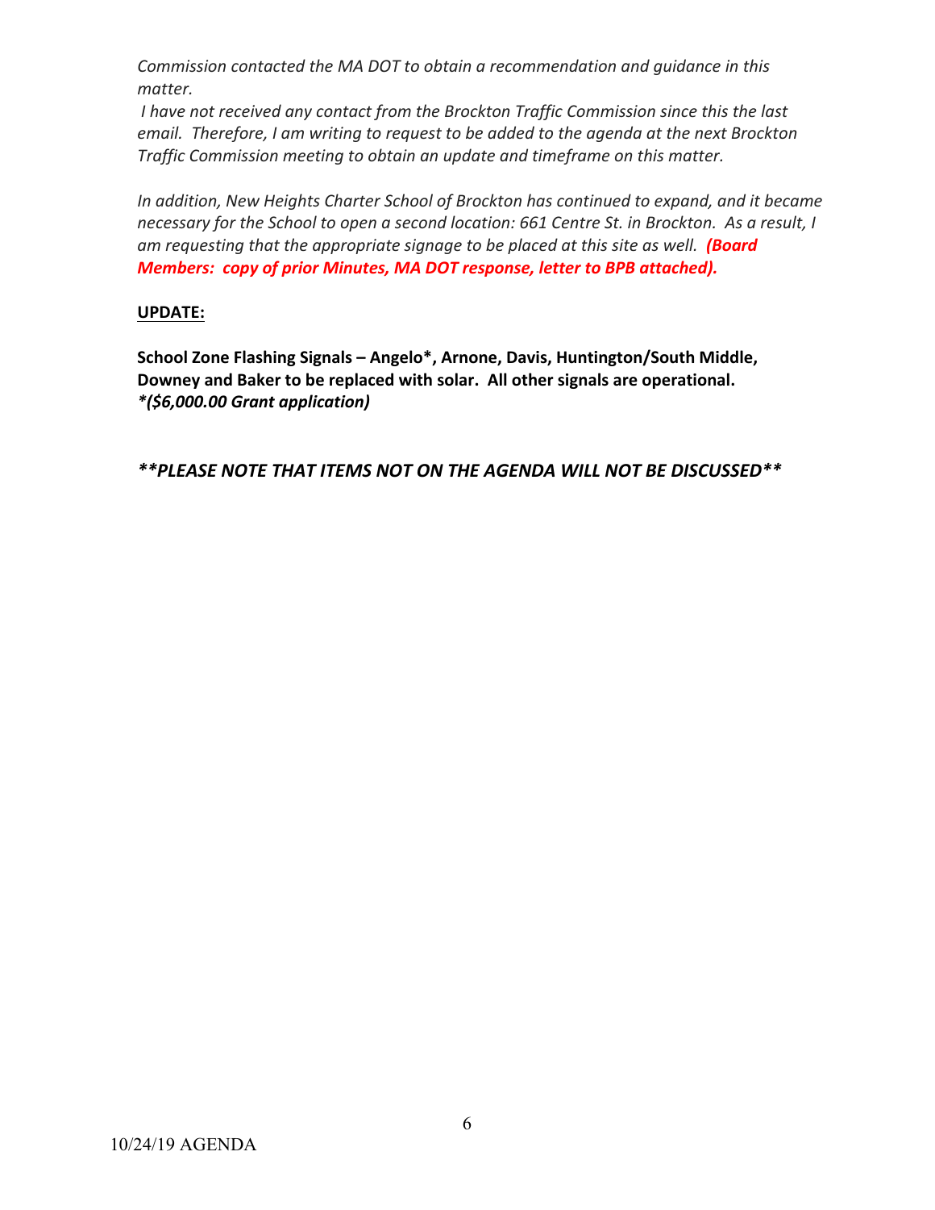*Commission contacted the MA DOT to obtain a recommendation and guidance in this matter.*

*I have not received any contact from the Brockton Traffic Commission since this the last email. Therefore, I am writing to request to be added to the agenda at the next Brockton Traffic Commission meeting to obtain an update and timeframe on this matter.*

*In addition, New Heights Charter School of Brockton has continued to expand, and it became necessary for the School to open a second location: 661 Centre St. in Brockton. As a result, I am requesting that the appropriate signage to be placed at this site as well.* ***(Board Members: copy of prior Minutes, MA DOT response, letter to BPB attached).***

**UPDATE:**

**School Zone Flashing Signals – Angelo*, Arnone, Davis, Huntington/South Middle, Downey and Baker to be replaced with solar. All other signals are operational.**
***(\$6,000.00 Grant application)***

***\*\*PLEASE NOTE THAT ITEMS NOT ON THE AGENDA WILL NOT BE DISCUSSED\*\****

10/24/19 AGENDA